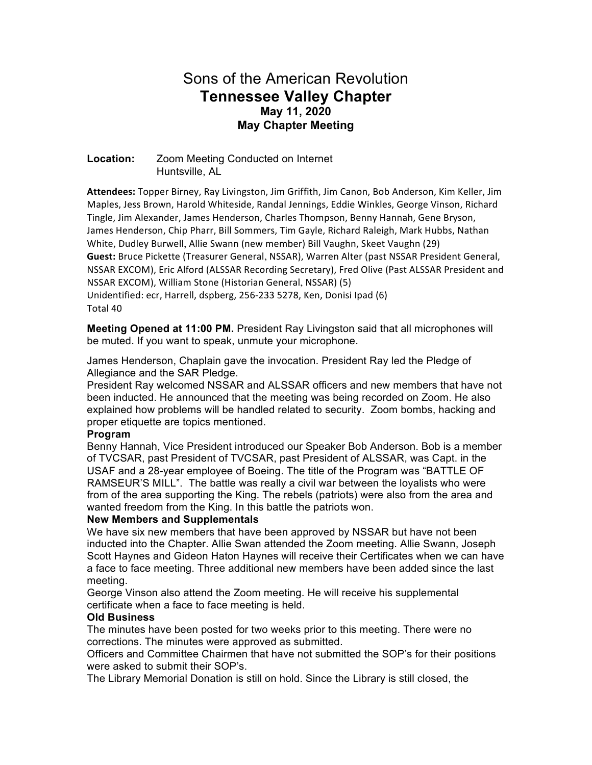# Sons of the American Revolution
## **Tennessee Valley Chapter**
### **May 11, 2020**
### **May Chapter Meeting**

**Location:** Zoom Meeting Conducted on Internet
Huntsville, AL

**Attendees:** Topper Birney, Ray Livingston, Jim Griffith, Jim Canon, Bob Anderson, Kim Keller, Jim Maples, Jess Brown, Harold Whiteside, Randal Jennings, Eddie Winkles, George Vinson, Richard Tingle, Jim Alexander, James Henderson, Charles Thompson, Benny Hannah, Gene Bryson, James Henderson, Chip Pharr, Bill Sommers, Tim Gayle, Richard Raleigh, Mark Hubbs, Nathan White, Dudley Burwell, Allie Swann (new member) Bill Vaughn, Skeet Vaughn (29)
**Guest:** Bruce Pickette (Treasurer General, NSSAR), Warren Alter (past NSSAR President General, NSSAR EXCOM), Eric Alford (ALSSAR Recording Secretary), Fred Olive (Past ALSSAR President and NSSAR EXCOM), William Stone (Historian General, NSSAR) (5)
Unidentified: ecr, Harrell, dspberg, 256-233 5278, Ken, Donisi Ipad (6)
Total 40

**Meeting Opened at 11:00 PM.** President Ray Livingston said that all microphones will be muted. If you want to speak, unmute your microphone.

James Henderson, Chaplain gave the invocation. President Ray led the Pledge of Allegiance and the SAR Pledge.
President Ray welcomed NSSAR and ALSSAR officers and new members that have not been inducted. He announced that the meeting was being recorded on Zoom. He also explained how problems will be handled related to security. Zoom bombs, hacking and proper etiquette are topics mentioned.

**Program**
Benny Hannah, Vice President introduced our Speaker Bob Anderson. Bob is a member of TVCSAR, past President of TVCSAR, past President of ALSSAR, was Capt. in the USAF and a 28-year employee of Boeing. The title of the Program was "BATTLE OF RAMSEUR'S MILL". The battle was really a civil war between the loyalists who were from of the area supporting the King. The rebels (patriots) were also from the area and wanted freedom from the King. In this battle the patriots won.

**New Members and Supplementals**
We have six new members that have been approved by NSSAR but have not been inducted into the Chapter. Allie Swan attended the Zoom meeting. Allie Swann, Joseph Scott Haynes and Gideon Haton Haynes will receive their Certificates when we can have a face to face meeting. Three additional new members have been added since the last meeting.
George Vinson also attend the Zoom meeting. He will receive his supplemental certificate when a face to face meeting is held.

**Old Business**
The minutes have been posted for two weeks prior to this meeting. There were no corrections. The minutes were approved as submitted.
Officers and Committee Chairmen that have not submitted the SOP's for their positions were asked to submit their SOP's.
The Library Memorial Donation is still on hold. Since the Library is still closed, the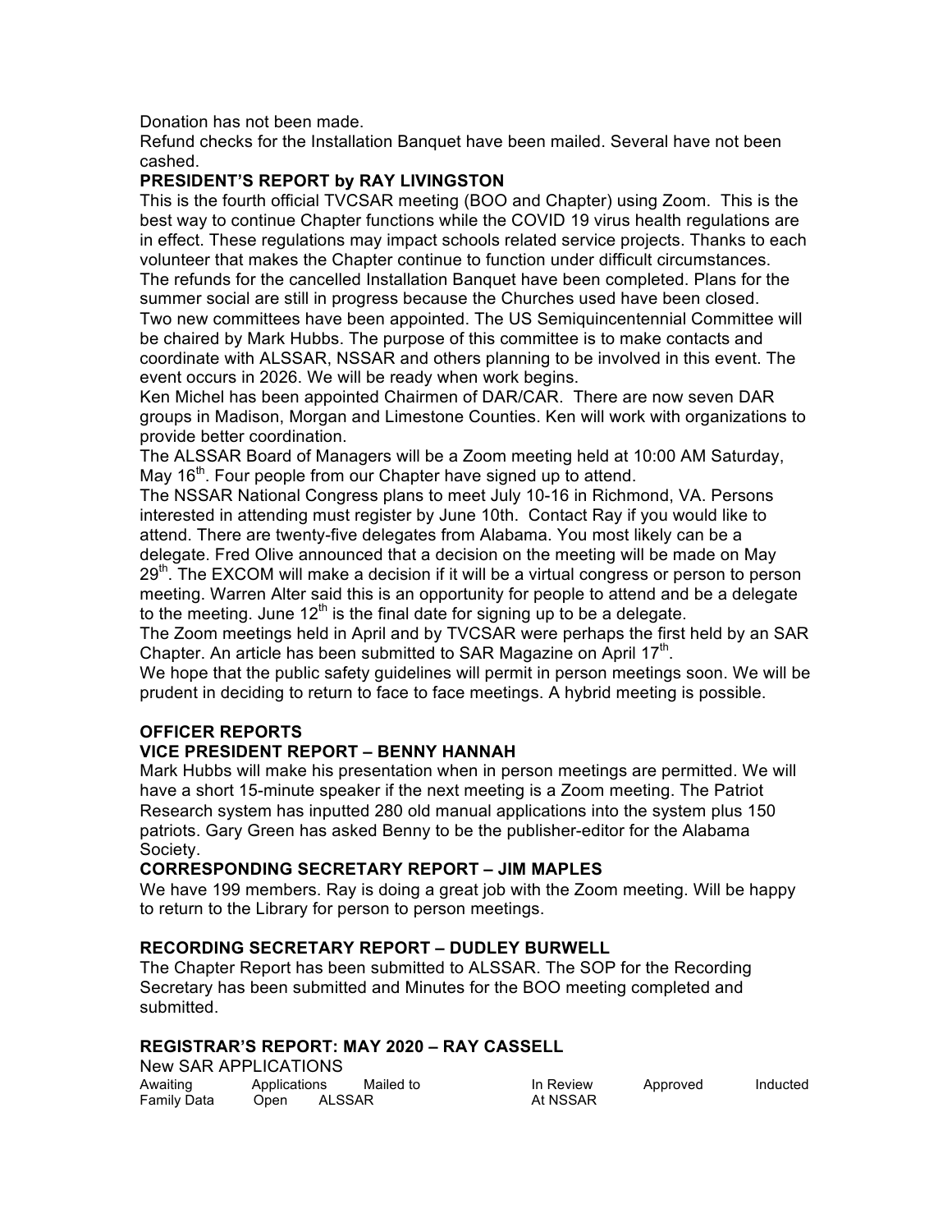Donation has not been made.

Refund checks for the Installation Banquet have been mailed. Several have not been cashed.

**PRESIDENT'S REPORT by RAY LIVINGSTON**

This is the fourth official TVCSAR meeting (BOO and Chapter) using Zoom. This is the best way to continue Chapter functions while the COVID 19 virus health regulations are in effect. These regulations may impact schools related service projects. Thanks to each volunteer that makes the Chapter continue to function under difficult circumstances.

The refunds for the cancelled Installation Banquet have been completed. Plans for the summer social are still in progress because the Churches used have been closed.

Two new committees have been appointed. The US Semiquincentennial Committee will be chaired by Mark Hubbs. The purpose of this committee is to make contacts and coordinate with ALSSAR, NSSAR and others planning to be involved in this event. The event occurs in 2026. We will be ready when work begins.

Ken Michel has been appointed Chairmen of DAR/CAR. There are now seven DAR groups in Madison, Morgan and Limestone Counties. Ken will work with organizations to provide better coordination.

The ALSSAR Board of Managers will be a Zoom meeting held at 10:00 AM Saturday, May 16th. Four people from our Chapter have signed up to attend.

The NSSAR National Congress plans to meet July 10-16 in Richmond, VA. Persons interested in attending must register by June 10th. Contact Ray if you would like to attend. There are twenty-five delegates from Alabama. You most likely can be a delegate. Fred Olive announced that a decision on the meeting will be made on May 29th. The EXCOM will make a decision if it will be a virtual congress or person to person meeting. Warren Alter said this is an opportunity for people to attend and be a delegate to the meeting. June 12th is the final date for signing up to be a delegate.

The Zoom meetings held in April and by TVCSAR were perhaps the first held by an SAR Chapter. An article has been submitted to SAR Magazine on April 17th.

We hope that the public safety guidelines will permit in person meetings soon. We will be prudent in deciding to return to face to face meetings. A hybrid meeting is possible.

**OFFICER REPORTS**

**VICE PRESIDENT REPORT – BENNY HANNAH**

Mark Hubbs will make his presentation when in person meetings are permitted. We will have a short 15-minute speaker if the next meeting is a Zoom meeting. The Patriot Research system has inputted 280 old manual applications into the system plus 150 patriots. Gary Green has asked Benny to be the publisher-editor for the Alabama Society.

**CORRESPONDING SECRETARY REPORT – JIM MAPLES**

We have 199 members. Ray is doing a great job with the Zoom meeting. Will be happy to return to the Library for person to person meetings.

**RECORDING SECRETARY REPORT – DUDLEY BURWELL**

The Chapter Report has been submitted to ALSSAR. The SOP for the Recording Secretary has been submitted and Minutes for the BOO meeting completed and submitted.

**REGISTRAR'S REPORT: MAY 2020 – RAY CASSELL**

New SAR APPLICATIONS

| Awaiting Family Data | Applications Open | Mailed to ALSSAR | In Review At NSSAR | Approved | Inducted |
|---|---|---|---|---|---|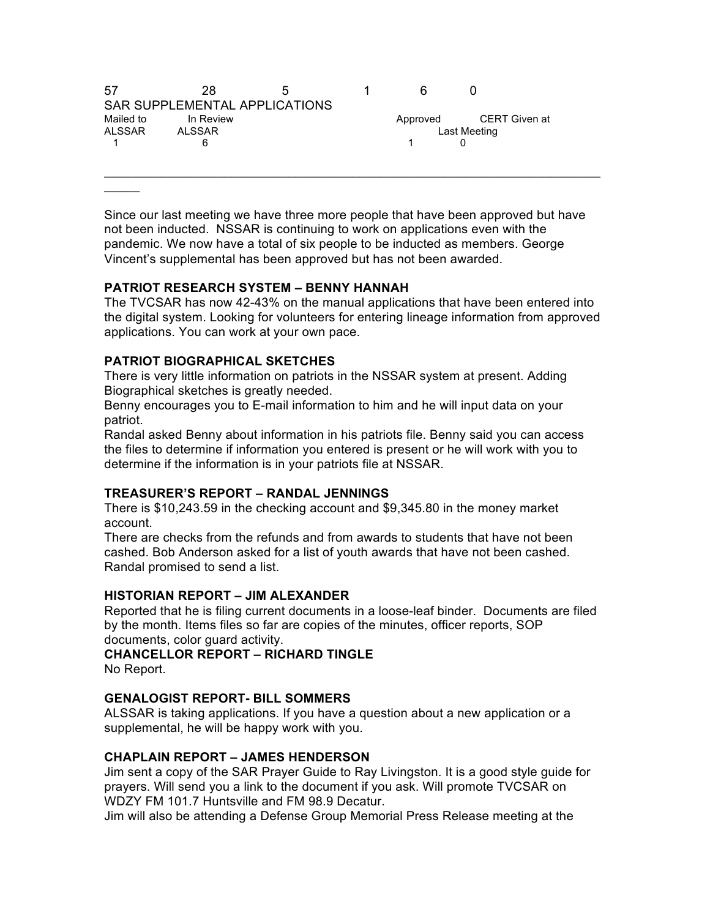57 28 5 1 6 0

SAR SUPPLEMENTAL APPLICATIONS

| Mailed to ALSSAR | In Review ALSSAR | Approved | CERT Given at Last Meeting |
|---|---|---|---|
| 1 | 6 | 1 | 0 |

---

Since our last meeting we have three more people that have been approved but have not been inducted. NSSAR is continuing to work on applications even with the pandemic. We now have a total of six people to be inducted as members. George Vincent's supplemental has been approved but has not been awarded.

**PATRIOT RESEARCH SYSTEM – BENNY HANNAH**

The TVCSAR has now 42-43% on the manual applications that have been entered into the digital system. Looking for volunteers for entering lineage information from approved applications. You can work at your own pace.

**PATRIOT BIOGRAPHICAL SKETCHES**

There is very little information on patriots in the NSSAR system at present. Adding Biographical sketches is greatly needed.

Benny encourages you to E-mail information to him and he will input data on your patriot.

Randal asked Benny about information in his patriots file. Benny said you can access the files to determine if information you entered is present or he will work with you to determine if the information is in your patriots file at NSSAR.

**TREASURER'S REPORT – RANDAL JENNINGS**

There is $10,243.59 in the checking account and $9,345.80 in the money market account.

There are checks from the refunds and from awards to students that have not been cashed. Bob Anderson asked for a list of youth awards that have not been cashed. Randal promised to send a list.

**HISTORIAN REPORT – JIM ALEXANDER**

Reported that he is filing current documents in a loose-leaf binder. Documents are filed by the month. Items files so far are copies of the minutes, officer reports, SOP documents, color guard activity.

**CHANCELLOR REPORT – RICHARD TINGLE**

No Report.

**GENALOGIST REPORT- BILL SOMMERS**

ALSSAR is taking applications. If you have a question about a new application or a supplemental, he will be happy work with you.

**CHAPLAIN REPORT – JAMES HENDERSON**

Jim sent a copy of the SAR Prayer Guide to Ray Livingston. It is a good style guide for prayers. Will send you a link to the document if you ask. Will promote TVCSAR on WDZY FM 101.7 Huntsville and FM 98.9 Decatur.

Jim will also be attending a Defense Group Memorial Press Release meeting at the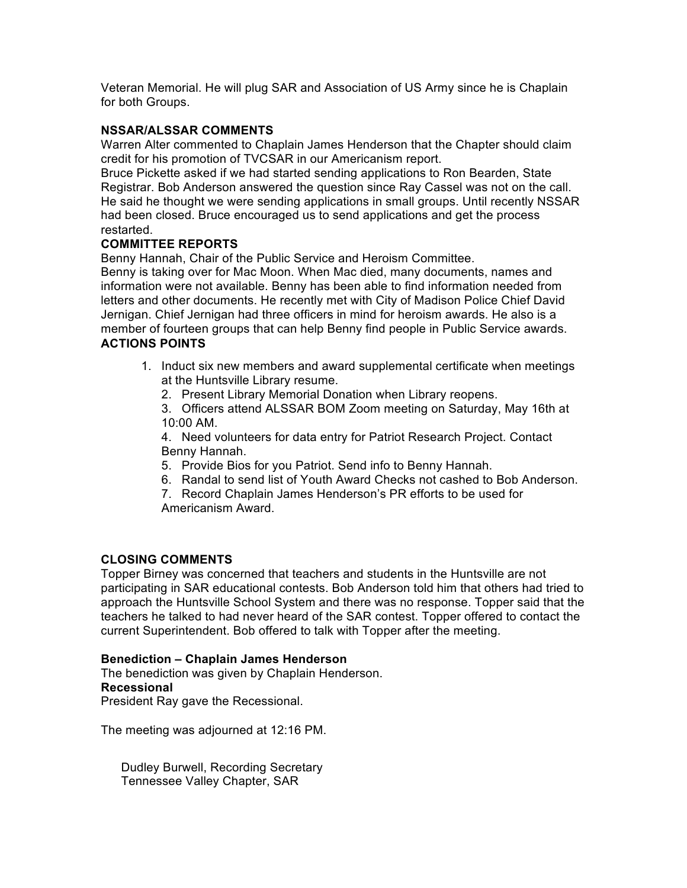Veteran Memorial. He will plug SAR and Association of US Army since he is Chaplain for both Groups.

**NSSAR/ALSSAR COMMENTS**

Warren Alter commented to Chaplain James Henderson that the Chapter should claim credit for his promotion of TVCSAR in our Americanism report.

Bruce Pickette asked if we had started sending applications to Ron Bearden, State Registrar. Bob Anderson answered the question since Ray Cassel was not on the call. He said he thought we were sending applications in small groups. Until recently NSSAR had been closed. Bruce encouraged us to send applications and get the process restarted.

**COMMITTEE REPORTS**

Benny Hannah, Chair of the Public Service and Heroism Committee.

Benny is taking over for Mac Moon. When Mac died, many documents, names and information were not available. Benny has been able to find information needed from letters and other documents. He recently met with City of Madison Police Chief David Jernigan. Chief Jernigan had three officers in mind for heroism awards. He also is a member of fourteen groups that can help Benny find people in Public Service awards.

**ACTIONS POINTS**

1. Induct six new members and award supplemental certificate when meetings at the Huntsville Library resume.
2. Present Library Memorial Donation when Library reopens.
3. Officers attend ALSSAR BOM Zoom meeting on Saturday, May 16th at 10:00 AM.
4. Need volunteers for data entry for Patriot Research Project. Contact Benny Hannah.
5. Provide Bios for you Patriot. Send info to Benny Hannah.
6. Randal to send list of Youth Award Checks not cashed to Bob Anderson.
7. Record Chaplain James Henderson's PR efforts to be used for Americanism Award.

**CLOSING COMMENTS**

Topper Birney was concerned that teachers and students in the Huntsville are not participating in SAR educational contests. Bob Anderson told him that others had tried to approach the Huntsville School System and there was no response. Topper said that the teachers he talked to had never heard of the SAR contest. Topper offered to contact the current Superintendent. Bob offered to talk with Topper after the meeting.

**Benediction – Chaplain James Henderson**

The benediction was given by Chaplain Henderson.

**Recessional**

President Ray gave the Recessional.

The meeting was adjourned at 12:16 PM.

Dudley Burwell, Recording Secretary
Tennessee Valley Chapter, SAR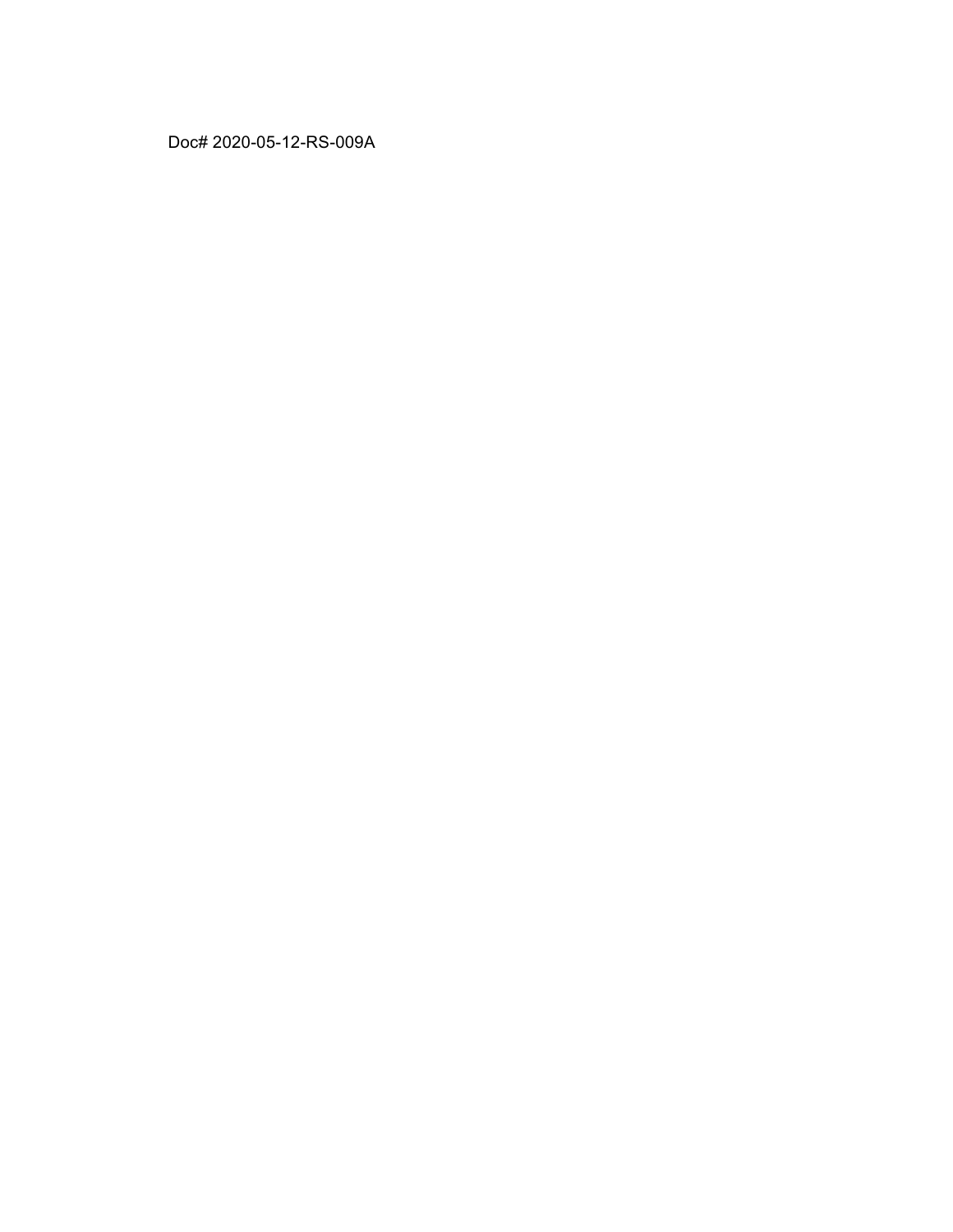Doc# 2020-05-12-RS-009A